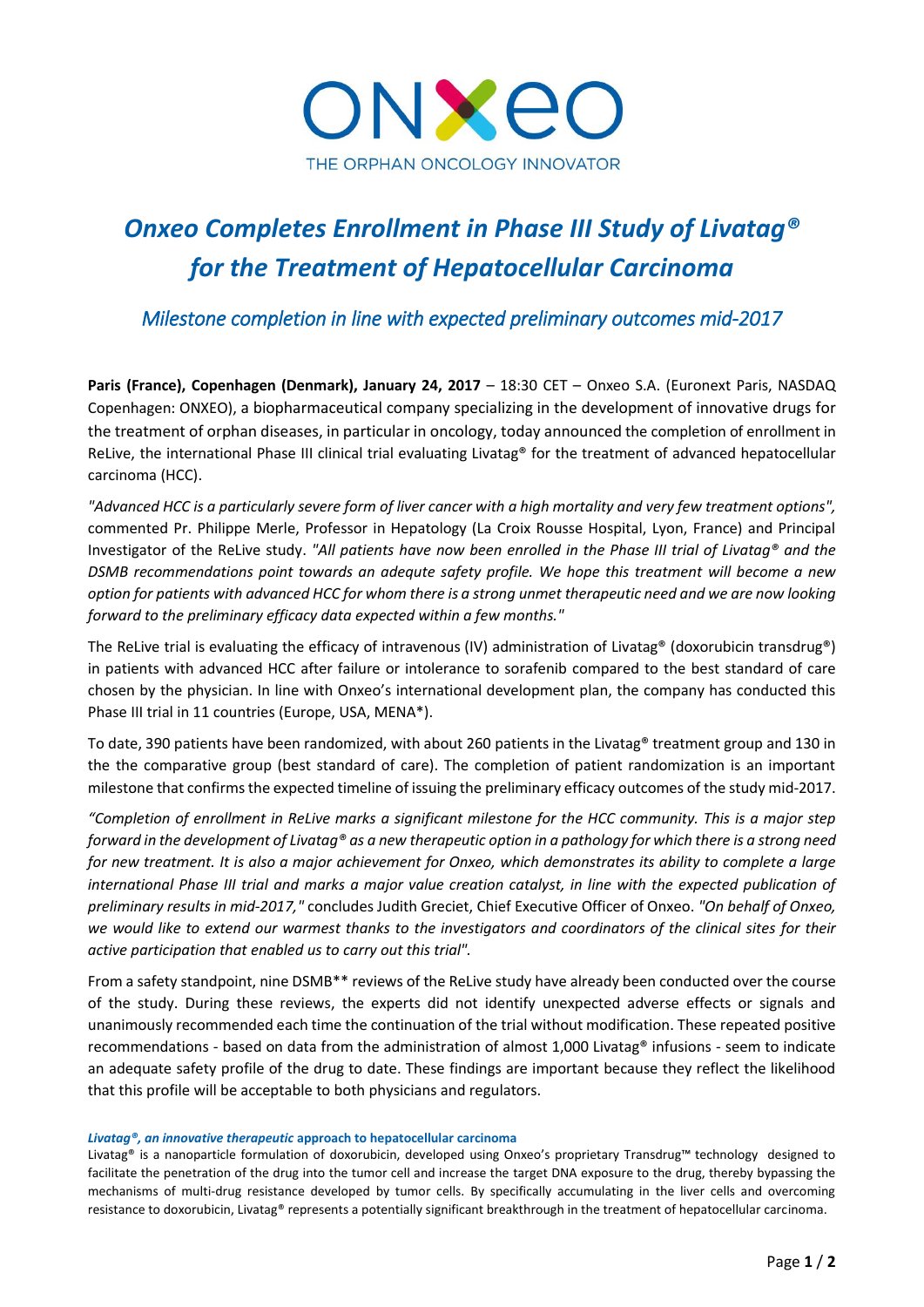ONXEO

THE ORPHAN ONCOLOGY INNOVATOR

# *Onxeo Completes Enrollment in Phase III Study of Livatag® for the Treatment of Hepatocellular Carcinoma*

## *Milestone completion in line with expected preliminary outcomes mid-2017*

**Paris (France), Copenhagen (Denmark), January 24, 2017** – 18:30 CET – Onxeo S.A. (Euronext Paris, NASDAQ Copenhagen: ONXEO), a biopharmaceutical company specializing in the development of innovative drugs for the treatment of orphan diseases, in particular in oncology, today announced the completion of enrollment in ReLive, the international Phase III clinical trial evaluating Livatag® for the treatment of advanced hepatocellular carcinoma (HCC).

*"Advanced HCC is a particularly severe form of liver cancer with a high mortality and very few treatment options",* commented Pr. Philippe Merle, Professor in Hepatology (La Croix Rousse Hospital, Lyon, France) and Principal Investigator of the ReLive study. *"All patients have now been enrolled in the Phase III trial of Livatag® and the DSMB recommendations point towards an adequte safety profile. We hope this treatment will become a new option for patients with advanced HCC for whom there is a strong unmet therapeutic need and we are now looking forward to the preliminary efficacy data expected within a few months."*

The ReLive trial is evaluating the efficacy of intravenous (IV) administration of Livatag® (doxorubicin transdrug®) in patients with advanced HCC after failure or intolerance to sorafenib compared to the best standard of care chosen by the physician. In line with Onxeo's international development plan, the company has conducted this Phase III trial in 11 countries (Europe, USA, MENA*).

To date, 390 patients have been randomized, with about 260 patients in the Livatag® treatment group and 130 in the the comparative group (best standard of care). The completion of patient randomization is an important milestone that confirms the expected timeline of issuing the preliminary efficacy outcomes of the study mid-2017.

*"Completion of enrollment in ReLive marks a significant milestone for the HCC community. This is a major step forward in the development of Livatag® as a new therapeutic option in a pathology for which there is a strong need for new treatment. It is also a major achievement for Onxeo, which demonstrates its ability to complete a large international Phase III trial and marks a major value creation catalyst, in line with the expected publication of preliminary results in mid-2017,"* concludes Judith Greciet, Chief Executive Officer of Onxeo. *"On behalf of Onxeo, we would like to extend our warmest thanks to the investigators and coordinators of the clinical sites for their active participation that enabled us to carry out this trial".*

From a safety standpoint, nine DSMB** reviews of the ReLive study have already been conducted over the course of the study. During these reviews, the experts did not identify unexpected adverse effects or signals and unanimously recommended each time the continuation of the trial without modification. These repeated positive recommendations - based on data from the administration of almost 1,000 Livatag® infusions - seem to indicate an adequate safety profile of the drug to date. These findings are important because they reflect the likelihood that this profile will be acceptable to both physicians and regulators.

#### ***Livatag®, an innovative therapeutic* approach to hepatocellular carcinoma**

Livatag® is a nanoparticle formulation of doxorubicin, developed using Onxeo's proprietary Transdrug™ technology designed to facilitate the penetration of the drug into the tumor cell and increase the target DNA exposure to the drug, thereby bypassing the mechanisms of multi-drug resistance developed by tumor cells. By specifically accumulating in the liver cells and overcoming resistance to doxorubicin, Livatag® represents a potentially significant breakthrough in the treatment of hepatocellular carcinoma.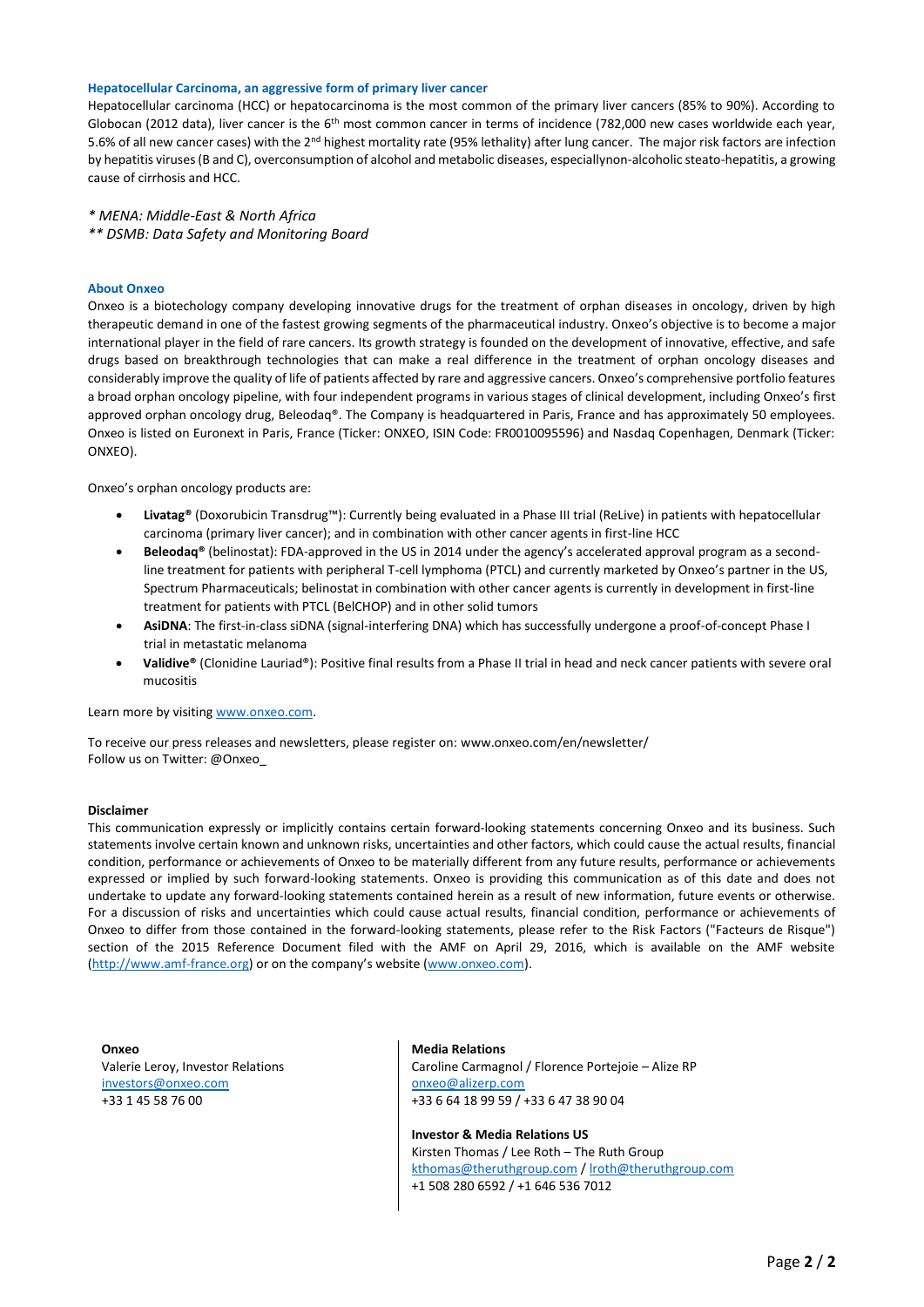### Hepatocellular Carcinoma, an aggressive form of primary liver cancer

Hepatocellular carcinoma (HCC) or hepatocarcinoma is the most common of the primary liver cancers (85% to 90%). According to Globocan (2012 data), liver cancer is the 6th most common cancer in terms of incidence (782,000 new cases worldwide each year, 5.6% of all new cancer cases) with the 2nd highest mortality rate (95% lethality) after lung cancer. The major risk factors are infection by hepatitis viruses (B and C), overconsumption of alcohol and metabolic diseases, especiallynon-alcoholic steato-hepatitis, a growing cause of cirrhosis and HCC.

*\* MENA: Middle-East & North Africa*

*\*\* DSMB: Data Safety and Monitoring Board*

### About Onxeo

Onxeo is a biotechology company developing innovative drugs for the treatment of orphan diseases in oncology, driven by high therapeutic demand in one of the fastest growing segments of the pharmaceutical industry. Onxeo's objective is to become a major international player in the field of rare cancers. Its growth strategy is founded on the development of innovative, effective, and safe drugs based on breakthrough technologies that can make a real difference in the treatment of orphan oncology diseases and considerably improve the quality of life of patients affected by rare and aggressive cancers. Onxeo's comprehensive portfolio features a broad orphan oncology pipeline, with four independent programs in various stages of clinical development, including Onxeo's first approved orphan oncology drug, Beleodaq®. The Company is headquartered in Paris, France and has approximately 50 employees. Onxeo is listed on Euronext in Paris, France (Ticker: ONXEO, ISIN Code: FR0010095596) and Nasdaq Copenhagen, Denmark (Ticker: ONXEO).

Onxeo's orphan oncology products are:

- **Livatag®** (Doxorubicin Transdrug™): Currently being evaluated in a Phase III trial (ReLive) in patients with hepatocellular carcinoma (primary liver cancer); and in combination with other cancer agents in first-line HCC
- **Beleodaq®** (belinostat): FDA-approved in the US in 2014 under the agency's accelerated approval program as a second-line treatment for patients with peripheral T-cell lymphoma (PTCL) and currently marketed by Onxeo's partner in the US, Spectrum Pharmaceuticals; belinostat in combination with other cancer agents is currently in development in first-line treatment for patients with PTCL (BelCHOP) and in other solid tumors
- **AsiDNA**: The first-in-class siDNA (signal-interfering DNA) which has successfully undergone a proof-of-concept Phase I trial in metastatic melanoma
- **Validive®** (Clonidine Lauriad®): Positive final results from a Phase II trial in head and neck cancer patients with severe oral mucositis

Learn more by visiting [www.onxeo.com](www.onxeo.com).

To receive our press releases and newsletters, please register on: www.onxeo.com/en/newsletter/
Follow us on Twitter: @Onxeo_

**Disclaimer**

This communication expressly or implicitly contains certain forward-looking statements concerning Onxeo and its business. Such statements involve certain known and unknown risks, uncertainties and other factors, which could cause the actual results, financial condition, performance or achievements of Onxeo to be materially different from any future results, performance or achievements expressed or implied by such forward-looking statements. Onxeo is providing this communication as of this date and does not undertake to update any forward-looking statements contained herein as a result of new information, future events or otherwise. For a discussion of risks and uncertainties which could cause actual results, financial condition, performance or achievements of Onxeo to differ from those contained in the forward-looking statements, please refer to the Risk Factors ("Facteurs de Risque") section of the 2015 Reference Document filed with the AMF on April 29, 2016, which is available on the AMF website ([http://www.amf-france.org](http://www.amf-france.org)) or on the company's website ([www.onxeo.com](www.onxeo.com)).

**Onxeo**
Valerie Leroy, Investor Relations
investors@onxeo.com
+33 1 45 58 76 00

**Media Relations**
Caroline Carmagnol / Florence Portejoie – Alize RP
onxeo@alizerp.com
+33 6 64 18 99 59 / +33 6 47 38 90 04

**Investor & Media Relations US**
Kirsten Thomas / Lee Roth – The Ruth Group
kthomas@theruthgroup.com / lroth@theruthgroup.com
+1 508 280 6592 / +1 646 536 7012